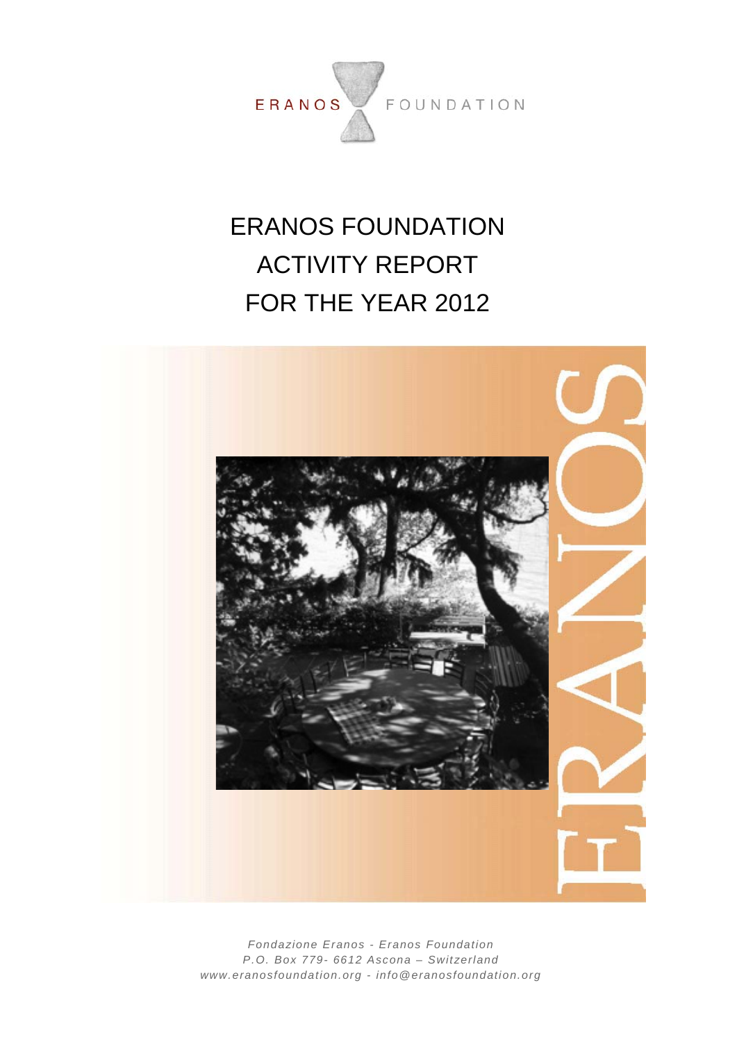ERANOS FOUNDATION

# ERANOS FOUNDATION
# ACTIVITY REPORT
# FOR THE YEAR 2012

*Fondazione Eranos - Eranos Foundation*
*P.O. Box 779- 6612 Ascona – Switzerland*
*www.eranosfoundation.org - info@eranosfoundation.org*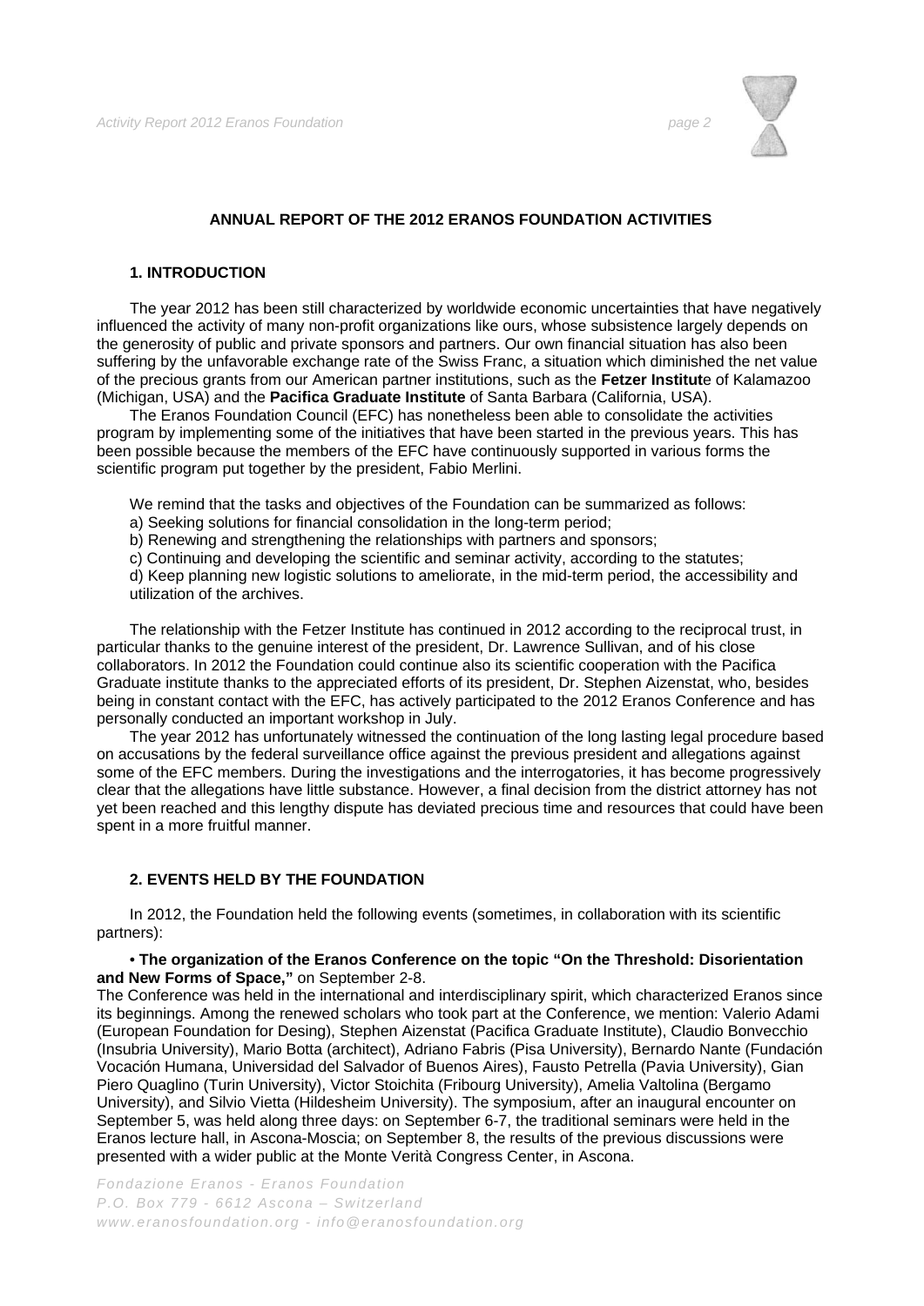## ANNUAL REPORT OF THE 2012 ERANOS FOUNDATION ACTIVITIES

### 1. INTRODUCTION

The year 2012 has been still characterized by worldwide economic uncertainties that have negatively influenced the activity of many non-profit organizations like ours, whose subsistence largely depends on the generosity of public and private sponsors and partners. Our own financial situation has also been suffering by the unfavorable exchange rate of the Swiss Franc, a situation which diminished the net value of the precious grants from our American partner institutions, such as the **Fetzer Institut**e of Kalamazoo (Michigan, USA) and the **Pacifica Graduate Institute** of Santa Barbara (California, USA).

The Eranos Foundation Council (EFC) has nonetheless been able to consolidate the activities program by implementing some of the initiatives that have been started in the previous years. This has been possible because the members of the EFC have continuously supported in various forms the scientific program put together by the president, Fabio Merlini.

We remind that the tasks and objectives of the Foundation can be summarized as follows:

a) Seeking solutions for financial consolidation in the long-term period;
b) Renewing and strengthening the relationships with partners and sponsors;
c) Continuing and developing the scientific and seminar activity, according to the statutes;
d) Keep planning new logistic solutions to ameliorate, in the mid-term period, the accessibility and utilization of the archives.

The relationship with the Fetzer Institute has continued in 2012 according to the reciprocal trust, in particular thanks to the genuine interest of the president, Dr. Lawrence Sullivan, and of his close collaborators. In 2012 the Foundation could continue also its scientific cooperation with the Pacifica Graduate institute thanks to the appreciated efforts of its president, Dr. Stephen Aizenstat, who, besides being in constant contact with the EFC, has actively participated to the 2012 Eranos Conference and has personally conducted an important workshop in July.

The year 2012 has unfortunately witnessed the continuation of the long lasting legal procedure based on accusations by the federal surveillance office against the previous president and allegations against some of the EFC members. During the investigations and the interrogatories, it has become progressively clear that the allegations have little substance. However, a final decision from the district attorney has not yet been reached and this lengthy dispute has deviated precious time and resources that could have been spent in a more fruitful manner.

### 2. EVENTS HELD BY THE FOUNDATION

In 2012, the Foundation held the following events (sometimes, in collaboration with its scientific partners):

**• The organization of the Eranos Conference on the topic "On the Threshold: Disorientation and New Forms of Space,"** on September 2-8.
The Conference was held in the international and interdisciplinary spirit, which characterized Eranos since its beginnings. Among the renewed scholars who took part at the Conference, we mention: Valerio Adami (European Foundation for Desing), Stephen Aizenstat (Pacifica Graduate Institute), Claudio Bonvecchio (Insubria University), Mario Botta (architect), Adriano Fabris (Pisa University), Bernardo Nante (Fundación Vocación Humana, Universidad del Salvador of Buenos Aires), Fausto Petrella (Pavia University), Gian Piero Quaglino (Turin University), Victor Stoichita (Fribourg University), Amelia Valtolina (Bergamo University), and Silvio Vietta (Hildesheim University). The symposium, after an inaugural encounter on September 5, was held along three days: on September 6-7, the traditional seminars were held in the Eranos lecture hall, in Ascona-Moscia; on September 8, the results of the previous discussions were presented with a wider public at the Monte Verità Congress Center, in Ascona.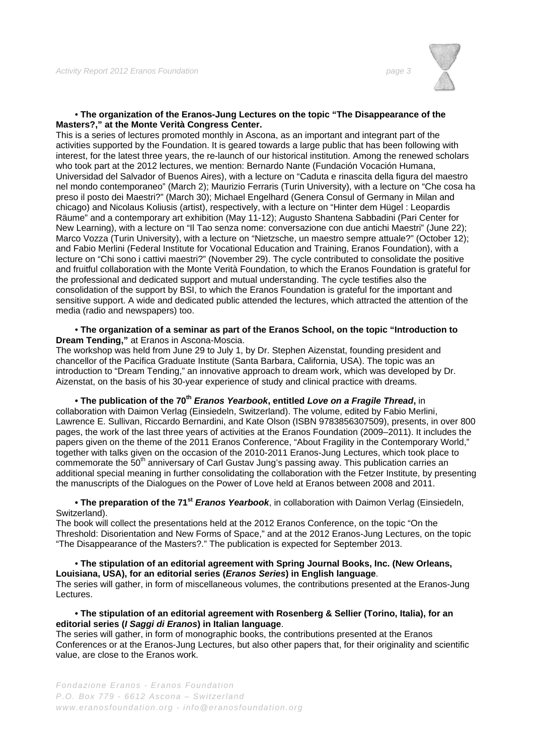• **The organization of the Eranos-Jung Lectures on the topic "The Disappearance of the Masters?," at the Monte Verità Congress Center.**

This is a series of lectures promoted monthly in Ascona, as an important and integrant part of the activities supported by the Foundation. It is geared towards a large public that has been following with interest, for the latest three years, the re-launch of our historical institution. Among the renewed scholars who took part at the 2012 lectures, we mention: Bernardo Nante (Fundación Vocación Humana, Universidad del Salvador of Buenos Aires), with a lecture on "Caduta e rinascita della figura del maestro nel mondo contemporaneo" (March 2); Maurizio Ferraris (Turin University), with a lecture on "Che cosa ha preso il posto dei Maestri?" (March 30); Michael Engelhard (Genera Consul of Germany in Milan and chicago) and Nicolaus Koliusis (artist), respectively, with a lecture on "Hinter dem Hügel : Leopardis Räume" and a contemporary art exhibition (May 11-12); Augusto Shantena Sabbadini (Pari Center for New Learning), with a lecture on "Il Tao senza nome: conversazione con due antichi Maestri" (June 22); Marco Vozza (Turin University), with a lecture on "Nietzsche, un maestro sempre attuale?" (October 12); and Fabio Merlini (Federal Institute for Vocational Education and Training, Eranos Foundation), with a lecture on "Chi sono i cattivi maestri?" (November 29). The cycle contributed to consolidate the positive and fruitful collaboration with the Monte Verità Foundation, to which the Eranos Foundation is grateful for the professional and dedicated support and mutual understanding. The cycle testifies also the consolidation of the support by BSI, to which the Eranos Foundation is grateful for the important and sensitive support. A wide and dedicated public attended the lectures, which attracted the attention of the media (radio and newspapers) too.

• **The organization of a seminar as part of the Eranos School, on the topic "Introduction to Dream Tending,"** at Eranos in Ascona-Moscia.

The workshop was held from June 29 to July 1, by Dr. Stephen Aizenstat, founding president and chancellor of the Pacifica Graduate Institute (Santa Barbara, California, USA). The topic was an introduction to "Dream Tending," an innovative approach to dream work, which was developed by Dr. Aizenstat, on the basis of his 30-year experience of study and clinical practice with dreams.

**• The publication of the 70th *Eranos Yearbook*, entitled *Love on a Fragile Thread*,** in collaboration with Daimon Verlag (Einsiedeln, Switzerland). The volume, edited by Fabio Merlini, Lawrence E. Sullivan, Riccardo Bernardini, and Kate Olson (ISBN 9783856307509), presents, in over 800 pages, the work of the last three years of activities at the Eranos Foundation (2009–2011). It includes the papers given on the theme of the 2011 Eranos Conference, "About Fragility in the Contemporary World," together with talks given on the occasion of the 2010-2011 Eranos-Jung Lectures, which took place to commemorate the 50th anniversary of Carl Gustav Jung's passing away. This publication carries an additional special meaning in further consolidating the collaboration with the Fetzer Institute, by presenting the manuscripts of the Dialogues on the Power of Love held at Eranos between 2008 and 2011.

**• The preparation of the 71st *Eranos Yearbook***, in collaboration with Daimon Verlag (Einsiedeln, Switzerland).

The book will collect the presentations held at the 2012 Eranos Conference, on the topic "On the Threshold: Disorientation and New Forms of Space," and at the 2012 Eranos-Jung Lectures, on the topic "The Disappearance of the Masters?." The publication is expected for September 2013.

• **The stipulation of an editorial agreement with Spring Journal Books, Inc. (New Orleans, Louisiana, USA), for an editorial series (*Eranos Series*) in English language**.

The series will gather, in form of miscellaneous volumes, the contributions presented at the Eranos-Jung Lectures.

**• The stipulation of an editorial agreement with Rosenberg & Sellier (Torino, Italia), for an editorial series (*I Saggi di Eranos*) in Italian language**.

The series will gather, in form of monographic books, the contributions presented at the Eranos Conferences or at the Eranos-Jung Lectures, but also other papers that, for their originality and scientific value, are close to the Eranos work.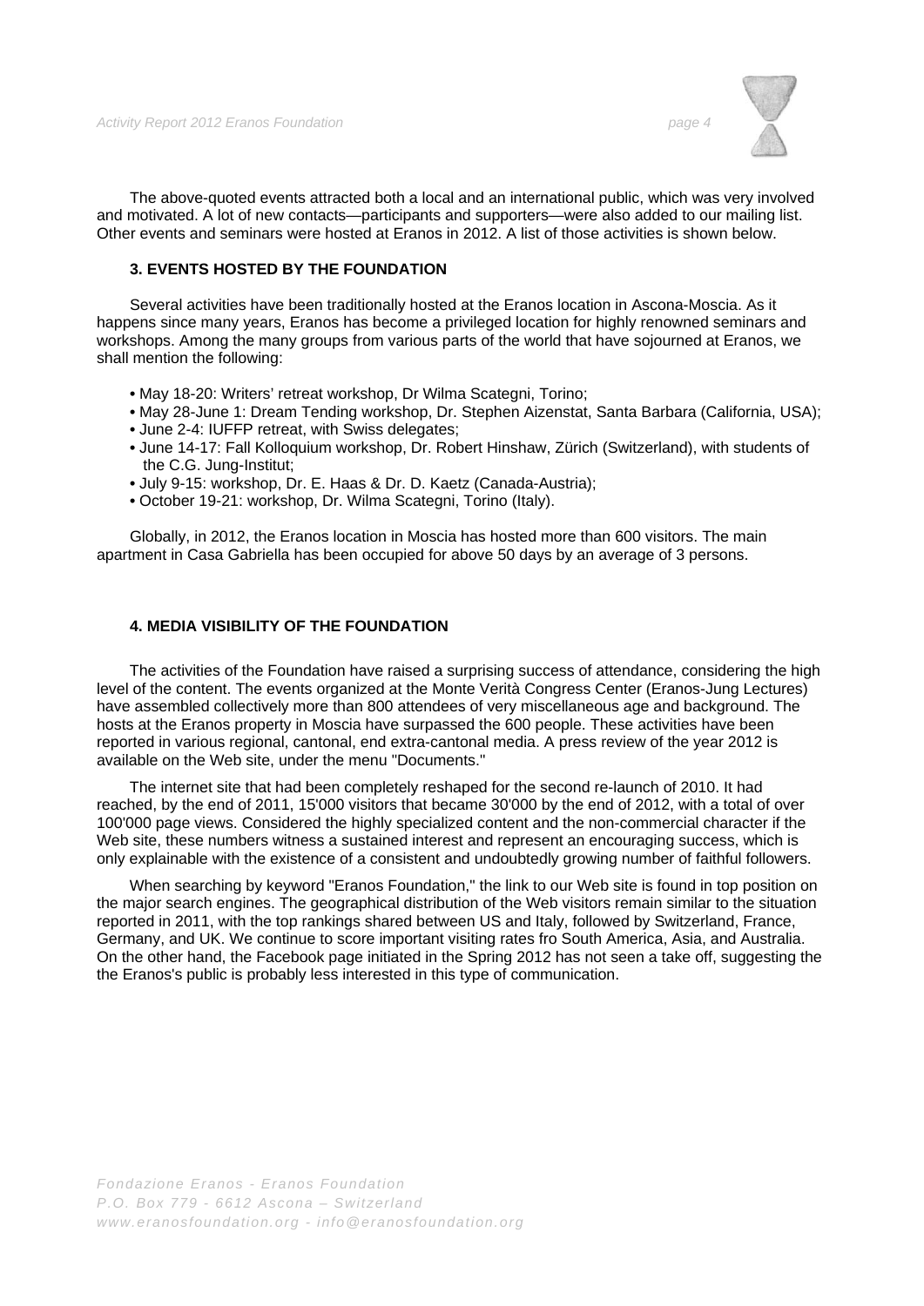The above-quoted events attracted both a local and an international public, which was very involved and motivated. A lot of new contacts—participants and supporters—were also added to our mailing list. Other events and seminars were hosted at Eranos in 2012. A list of those activities is shown below.

## 3. EVENTS HOSTED BY THE FOUNDATION

Several activities have been traditionally hosted at the Eranos location in Ascona-Moscia. As it happens since many years, Eranos has become a privileged location for highly renowned seminars and workshops. Among the many groups from various parts of the world that have sojourned at Eranos, we shall mention the following:

- May 18-20: Writers' retreat workshop, Dr Wilma Scategni, Torino;
- May 28-June 1: Dream Tending workshop, Dr. Stephen Aizenstat, Santa Barbara (California, USA);
- June 2-4: IUFFP retreat, with Swiss delegates;
- June 14-17: Fall Kolloquium workshop, Dr. Robert Hinshaw, Zürich (Switzerland), with students of the C.G. Jung-Institut;
- July 9-15: workshop, Dr. E. Haas & Dr. D. Kaetz (Canada-Austria);
- October 19-21: workshop, Dr. Wilma Scategni, Torino (Italy).

Globally, in 2012, the Eranos location in Moscia has hosted more than 600 visitors. The main apartment in Casa Gabriella has been occupied for above 50 days by an average of 3 persons.

## 4. MEDIA VISIBILITY OF THE FOUNDATION

The activities of the Foundation have raised a surprising success of attendance, considering the high level of the content. The events organized at the Monte Verità Congress Center (Eranos-Jung Lectures) have assembled collectively more than 800 attendees of very miscellaneous age and background. The hosts at the Eranos property in Moscia have surpassed the 600 people. These activities have been reported in various regional, cantonal, end extra-cantonal media. A press review of the year 2012 is available on the Web site, under the menu "Documents."

The internet site that had been completely reshaped for the second re-launch of 2010. It had reached, by the end of 2011, 15'000 visitors that became 30'000 by the end of 2012, with a total of over 100'000 page views. Considered the highly specialized content and the non-commercial character if the Web site, these numbers witness a sustained interest and represent an encouraging success, which is only explainable with the existence of a consistent and undoubtedly growing number of faithful followers.

When searching by keyword "Eranos Foundation," the link to our Web site is found in top position on the major search engines. The geographical distribution of the Web visitors remain similar to the situation reported in 2011, with the top rankings shared between US and Italy, followed by Switzerland, France, Germany, and UK. We continue to score important visiting rates fro South America, Asia, and Australia. On the other hand, the Facebook page initiated in the Spring 2012 has not seen a take off, suggesting the the Eranos's public is probably less interested in this type of communication.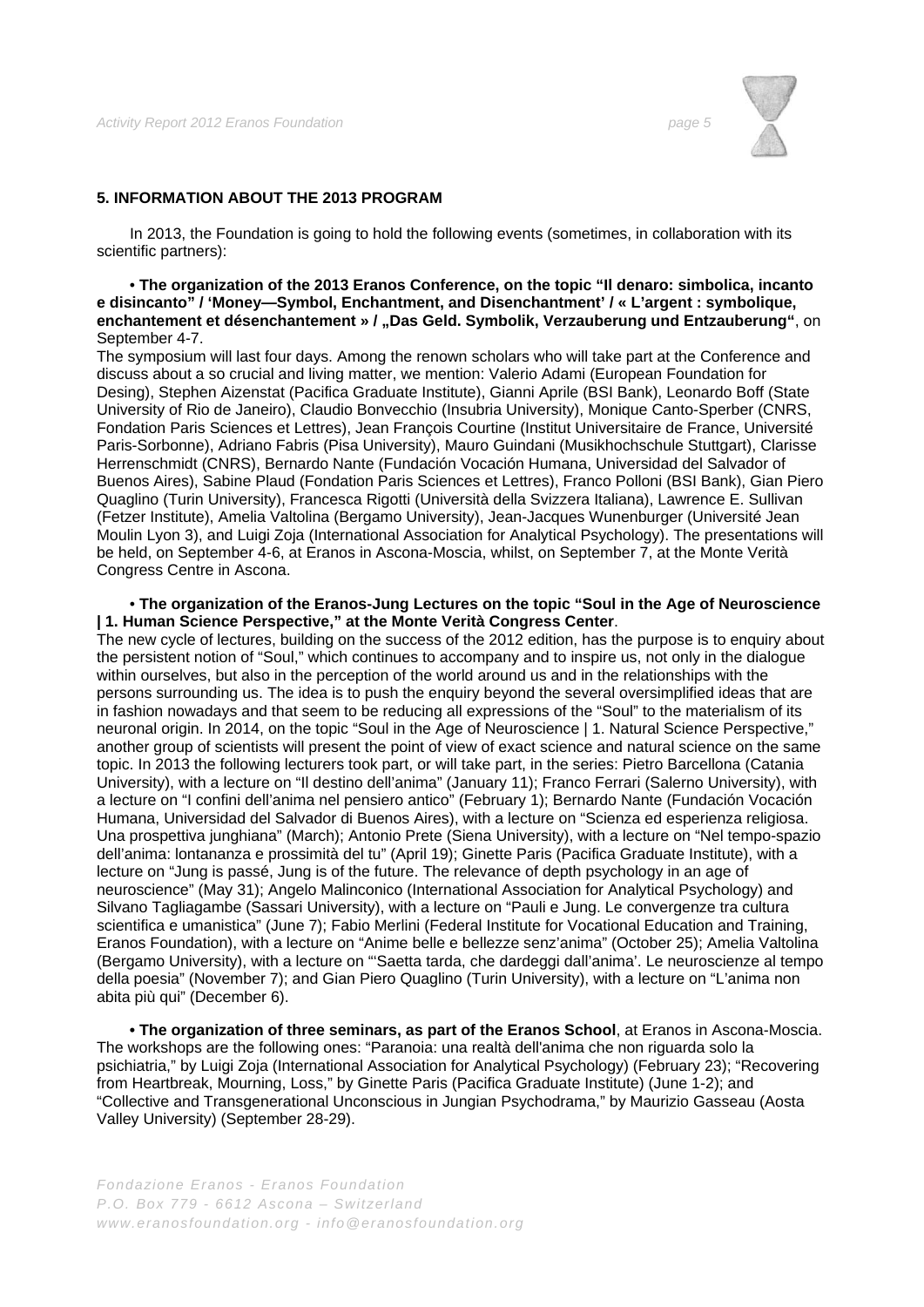## 5. INFORMATION ABOUT THE 2013 PROGRAM

In 2013, the Foundation is going to hold the following events (sometimes, in collaboration with its scientific partners):

• **The organization of the 2013 Eranos Conference, on the topic "Il denaro: simbolica, incanto e disincanto" / 'Money—Symbol, Enchantment, and Disenchantment' / « L'argent : symbolique, enchantement et désenchantement » / „Das Geld. Symbolik, Verzauberung und Entzauberung"**, on September 4-7.

The symposium will last four days. Among the renown scholars who will take part at the Conference and discuss about a so crucial and living matter, we mention: Valerio Adami (European Foundation for Desing), Stephen Aizenstat (Pacifica Graduate Institute), Gianni Aprile (BSI Bank), Leonardo Boff (State University of Rio de Janeiro), Claudio Bonvecchio (Insubria University), Monique Canto-Sperber (CNRS, Fondation Paris Sciences et Lettres), Jean François Courtine (Institut Universitaire de France, Université Paris-Sorbonne), Adriano Fabris (Pisa University), Mauro Guindani (Musikhochschule Stuttgart), Clarisse Herrenschmidt (CNRS), Bernardo Nante (Fundación Vocación Humana, Universidad del Salvador of Buenos Aires), Sabine Plaud (Fondation Paris Sciences et Lettres), Franco Polloni (BSI Bank), Gian Piero Quaglino (Turin University), Francesca Rigotti (Università della Svizzera Italiana), Lawrence E. Sullivan (Fetzer Institute), Amelia Valtolina (Bergamo University), Jean-Jacques Wunenburger (Université Jean Moulin Lyon 3), and Luigi Zoja (International Association for Analytical Psychology). The presentations will be held, on September 4-6, at Eranos in Ascona-Moscia, whilst, on September 7, at the Monte Verità Congress Centre in Ascona.

• **The organization of the Eranos-Jung Lectures on the topic "Soul in the Age of Neuroscience | 1. Human Science Perspective," at the Monte Verità Congress Center**.

The new cycle of lectures, building on the success of the 2012 edition, has the purpose is to enquiry about the persistent notion of "Soul," which continues to accompany and to inspire us, not only in the dialogue within ourselves, but also in the perception of the world around us and in the relationships with the persons surrounding us. The idea is to push the enquiry beyond the several oversimplified ideas that are in fashion nowadays and that seem to be reducing all expressions of the "Soul" to the materialism of its neuronal origin. In 2014, on the topic "Soul in the Age of Neuroscience | 1. Natural Science Perspective," another group of scientists will present the point of view of exact science and natural science on the same topic. In 2013 the following lecturers took part, or will take part, in the series: Pietro Barcellona (Catania University), with a lecture on "Il destino dell'anima" (January 11); Franco Ferrari (Salerno University), with a lecture on "I confini dell'anima nel pensiero antico" (February 1); Bernardo Nante (Fundación Vocación Humana, Universidad del Salvador di Buenos Aires), with a lecture on "Scienza ed esperienza religiosa. Una prospettiva junghiana" (March); Antonio Prete (Siena University), with a lecture on "Nel tempo-spazio dell'anima: lontananza e prossimità del tu" (April 19); Ginette Paris (Pacifica Graduate Institute), with a lecture on "Jung is passé, Jung is of the future. The relevance of depth psychology in an age of neuroscience" (May 31); Angelo Malinconico (International Association for Analytical Psychology) and Silvano Tagliagambe (Sassari University), with a lecture on "Pauli e Jung. Le convergenze tra cultura scientifica e umanistica" (June 7); Fabio Merlini (Federal Institute for Vocational Education and Training, Eranos Foundation), with a lecture on "Anime belle e bellezze senz'anima" (October 25); Amelia Valtolina (Bergamo University), with a lecture on "'Saetta tarda, che dardeggi dall'anima'. Le neuroscienze al tempo della poesia" (November 7); and Gian Piero Quaglino (Turin University), with a lecture on "L'anima non abita più qui" (December 6).

• **The organization of three seminars, as part of the Eranos School**, at Eranos in Ascona-Moscia. The workshops are the following ones: "Paranoia: una realtà dell'anima che non riguarda solo la psichiatria," by Luigi Zoja (International Association for Analytical Psychology) (February 23); "Recovering from Heartbreak, Mourning, Loss," by Ginette Paris (Pacifica Graduate Institute) (June 1-2); and "Collective and Transgenerational Unconscious in Jungian Psychodrama," by Maurizio Gasseau (Aosta Valley University) (September 28-29).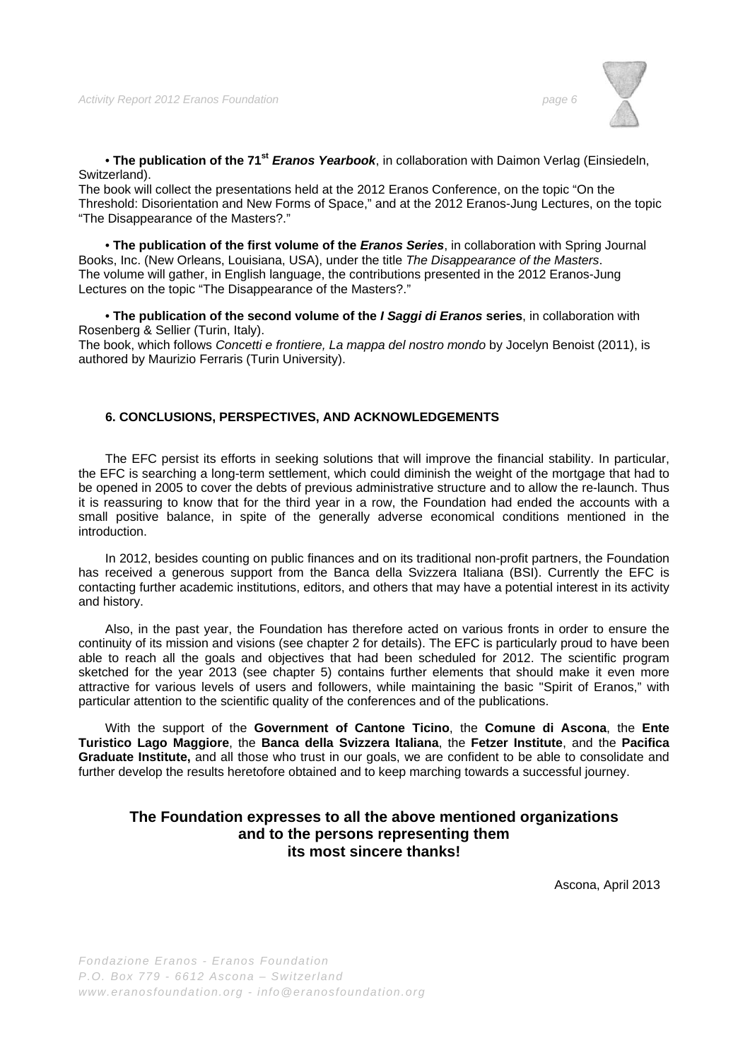• **The publication of the 71st *Eranos Yearbook***, in collaboration with Daimon Verlag (Einsiedeln, Switzerland).
The book will collect the presentations held at the 2012 Eranos Conference, on the topic "On the Threshold: Disorientation and New Forms of Space," and at the 2012 Eranos-Jung Lectures, on the topic "The Disappearance of the Masters?."

• **The publication of the first volume of the *Eranos Series***, in collaboration with Spring Journal Books, Inc. (New Orleans, Louisiana, USA), under the title *The Disappearance of the Masters*.
The volume will gather, in English language, the contributions presented in the 2012 Eranos-Jung Lectures on the topic "The Disappearance of the Masters?."

• **The publication of the second volume of the *I Saggi di Eranos* series**, in collaboration with Rosenberg & Sellier (Turin, Italy).
The book, which follows *Concetti e frontiere, La mappa del nostro mondo* by Jocelyn Benoist (2011), is authored by Maurizio Ferraris (Turin University).

## 6. CONCLUSIONS, PERSPECTIVES, AND ACKNOWLEDGEMENTS

The EFC persist its efforts in seeking solutions that will improve the financial stability. In particular, the EFC is searching a long-term settlement, which could diminish the weight of the mortgage that had to be opened in 2005 to cover the debts of previous administrative structure and to allow the re-launch. Thus it is reassuring to know that for the third year in a row, the Foundation had ended the accounts with a small positive balance, in spite of the generally adverse economical conditions mentioned in the introduction.

In 2012, besides counting on public finances and on its traditional non-profit partners, the Foundation has received a generous support from the Banca della Svizzera Italiana (BSI). Currently the EFC is contacting further academic institutions, editors, and others that may have a potential interest in its activity and history.

Also, in the past year, the Foundation has therefore acted on various fronts in order to ensure the continuity of its mission and visions (see chapter 2 for details). The EFC is particularly proud to have been able to reach all the goals and objectives that had been scheduled for 2012. The scientific program sketched for the year 2013 (see chapter 5) contains further elements that should make it even more attractive for various levels of users and followers, while maintaining the basic "Spirit of Eranos," with particular attention to the scientific quality of the conferences and of the publications.

With the support of the **Government of Cantone Ticino**, the **Comune di Ascona**, the **Ente Turistico Lago Maggiore**, the **Banca della Svizzera Italiana**, the **Fetzer Institute**, and the **Pacifica Graduate Institute,** and all those who trust in our goals, we are confident to be able to consolidate and further develop the results heretofore obtained and to keep marching towards a successful journey.

### The Foundation expresses to all the above mentioned organizations and to the persons representing them its most sincere thanks!

Ascona, April 2013

*Fondazione Eranos - Eranos Foundation*
*P.O. Box 779 - 6612 Ascona – Switzerland*
*www.eranosfoundation.org - info@eranosfoundation.org*